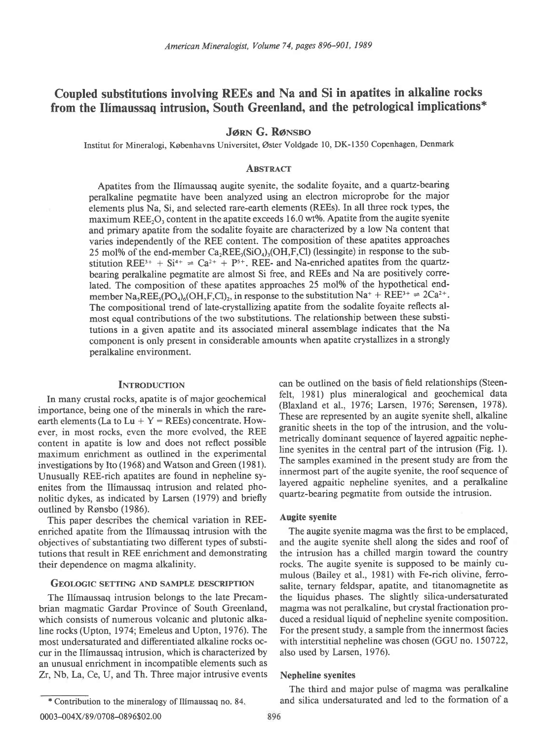# Coupled substitutions involving REEs and Na and Si in apatites in alkaline rocks from the Ilímaussaq intrusion, South Greenland, and the petrological implications*

**Jørn G. Rønsbo**

Institut for Mineralogi, Københavns Universitet, Øster Voldgade 10, DK-1350 Copenhagen, Denmark

## Abstract

Apatites from the Ilímaussaq augite syenite, the sodalite foyaite, and a quartz-bearing peralkaline pegmatite have been analyzed using an electron microprobe for the major elements plus Na, Si, and selected rare-earth elements (REEs). In all three rock types, the maximum $REE_2O_3$ content in the apatite exceeds 16.0 wt%. Apatite from the augite syenite and primary apatite from the sodalite foyaite are characterized by a low Na content that varies independently of the REE content. The composition of these apatites approaches 25 mol% of the end-member $Ca_2REE_3(SiO_4)_3(OH,F,Cl)$ (lessingite) in response to the substitution $REE^{3+} + Si^{4+} \rightleftharpoons Ca^{2+} + P^{5+}$. REE- and Na-enriched apatites from the quartz-bearing peralkaline pegmatite are almost Si free, and REEs and Na are positively correlated. The composition of these apatites approaches 25 mol% of the hypothetical end-member $Na_5REE_5(PO_4)_6(OH,F,Cl)_2$, in response to the substitution $Na^+ + REE^{3+} \rightleftharpoons 2Ca^{2+}$. The compositional trend of late-crystallizing apatite from the sodalite foyaite reflects almost equal contributions of the two substitutions. The relationship between these substitutions in a given apatite and its associated mineral assemblage indicates that the Na component is only present in considerable amounts when apatite crystallizes in a strongly peralkaline environment.

## Introduction

In many crustal rocks, apatite is of major geochemical importance, being one of the minerals in which the rare-earth elements (La to Lu + Y = REEs) concentrate. However, in most rocks, even the more evolved, the REE content in apatite is low and does not reflect possible maximum enrichment as outlined in the experimental investigations by Ito (1968) and Watson and Green (1981). Unusually REE-rich apatites are found in nepheline syenites from the Ilímaussaq intrusion and related phonolitic dykes, as indicated by Larsen (1979) and briefly outlined by Rønsbo (1986).

This paper describes the chemical variation in REE-enriched apatite from the Ilímaussaq intrusion with the objectives of substantiating two different types of substitutions that result in REE enrichment and demonstrating their dependence on magma alkalinity.

## Geologic setting and sample description

The Ilímaussaq intrusion belongs to the late Precambrian magmatic Gardar Province of South Greenland, which consists of numerous volcanic and plutonic alkaline rocks (Upton, 1974; Emeleus and Upton, 1976). The most undersaturated and differentiated alkaline rocks occur in the Ilímaussaq intrusion, which is characterized by an unusual enrichment in incompatible elements such as Zr, Nb, La, Ce, U, and Th. Three major intrusive events can be outlined on the basis of field relationships (Steenfelt, 1981) plus mineralogical and geochemical data (Blaxland et al., 1976; Larsen, 1976; Sørensen, 1978). These are represented by an augite syenite shell, alkaline granitic sheets in the top of the intrusion, and the volumetrically dominant sequence of layered agpaitic nepheline syenites in the central part of the intrusion (Fig. 1). The samples examined in the present study are from the innermost part of the augite syenite, the roof sequence of layered agpaitic nepheline syenites, and a peralkaline quartz-bearing pegmatite from outside the intrusion.

### Augite syenite

The augite syenite magma was the first to be emplaced, and the augite syenite shell along the sides and roof of the intrusion has a chilled margin toward the country rocks. The augite syenite is supposed to be mainly cumulous (Bailey et al., 1981) with Fe-rich olivine, ferrosalite, ternary feldspar, apatite, and titanomagnetite as the liquidus phases. The slightly silica-undersaturated magma was not peralkaline, but crystal fractionation produced a residual liquid of nepheline syenite composition. For the present study, a sample from the innermost facies with interstitial nepheline was chosen (GGU no. 150722, also used by Larsen, 1976).

### Nepheline syenites

The third and major pulse of magma was peralkaline and silica undersaturated and led to the formation of a

---

\* Contribution to the mineralogy of Ilímaussaq no. 84.

0003–004X/89/0708–0896$02.00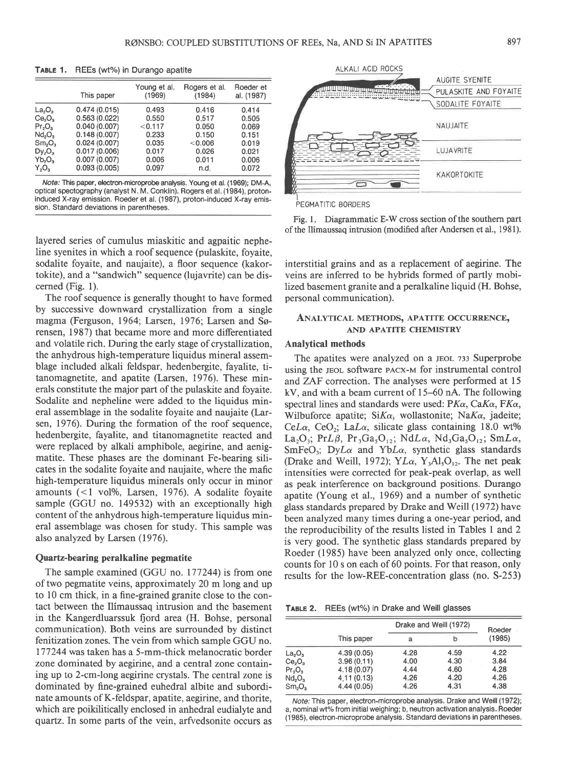**Table 1.** REEs (wt%) in Durango apatite

| | This paper | Young et al. (1969) | Rogers et al. (1984) | Roeder et al. (1987) |
|---|---|---|---|---|
| $La_2O_3$ | 0.474 (0.015) | 0.493 | 0.416 | 0.414 |
| $Ce_2O_3$ | 0.563 (0.022) | 0.550 | 0.517 | 0.505 |
| $Pr_2O_3$ | 0.040 (0.007) | <0.117 | 0.050 | 0.069 |
| $Nd_2O_3$ | 0.148 (0.007) | 0.233 | 0.150 | 0.151 |
| $Sm_2O_3$ | 0.024 (0.007) | 0.035 | <0.006 | 0.019 |
| $Dy_2O_3$ | 0.017 (0.006) | 0.017 | 0.026 | 0.021 |
| $Yb_2O_3$ | 0.007 (0.007) | 0.006 | 0.011 | 0.006 |
| $Y_2O_3$ | 0.093 (0.005) | 0.097 | n.d. | 0.072 |

*Note:* This paper, electron-microprobe analysis. Young et al. (1969); DM-A, optical spectography (analyst N. M. Conklin). Rogers et al. (1984), proton-induced X-ray emission. Roeder et al. (1987), proton-induced X-ray emission. Standard deviations in parentheses.

layered series of cumulus miaskitic and agpaitic nepheline syenites in which a roof sequence (pulaskite, foyaite, sodalite foyaite, and naujaite), a floor sequence (kakortokite), and a "sandwich" sequence (lujavrite) can be discerned (Fig. 1).

The roof sequence is generally thought to have formed by successive downward crystallization from a single magma (Ferguson, 1964; Larsen, 1976; Larsen and Sørensen, 1987) that became more and more differentiated and volatile rich. During the early stage of crystallization, the anhydrous high-temperature liquidus mineral assemblage included alkali feldspar, hedenbergite, fayalite, titanomagnetite, and apatite (Larsen, 1976). These minerals constitute the major part of the pulaskite and foyaite. Sodalite and nepheline were added to the liquidus mineral assemblage in the sodalite foyaite and naujaite (Larsen, 1976). During the formation of the roof sequence, hedenbergite, fayalite, and titanomagnetite reacted and were replaced by alkali amphibole, aegirine, and aenigmatite. These phases are the dominant Fe-bearing silicates in the sodalite foyaite and naujaite, where the mafic high-temperature liquidus minerals only occur in minor amounts (<1 vol%, Larsen, 1976). A sodalite foyaite sample (GGU no. 149532) with an exceptionally high content of the anhydrous high-temperature liquidus mineral assemblage was chosen for study. This sample was also analyzed by Larsen (1976).

### Quartz-bearing peralkaline pegmatite

The sample examined (GGU no. 177244) is from one of two pegmatite veins, approximately 20 m long and up to 10 cm thick, in a fine-grained granite close to the contact between the Ilímaussaq intrusion and the basement in the Kangerdluarssuk fjord area (H. Bohse, personal communication). Both veins are surrounded by distinct fenitization zones. The vein from which sample GGU no. 177244 was taken has a 5-mm-thick melanocratic border zone dominated by aegirine, and a central zone containing up to 2-cm-long aegirine crystals. The central zone is dominated by fine-grained euhedral albite and subordinate amounts of K-feldspar, apatite, aegirine, and thorite, which are poikilitically enclosed in anhedral eudialyte and quartz. In some parts of the vein, arfvedsonite occurs as interstitial grains and as a replacement of aegirine. The veins are inferred to be hybrids formed of partly mobilized basement granite and a peralkaline liquid (H. Bohse, personal communication).

Fig. 1. Diagrammatic E-W cross section of the southern part of the Ilímaussaq intrusion (modified after Andersen et al., 1981).

## Analytical methods, apatite occurrence, and apatite chemistry

### Analytical methods

The apatites were analyzed on a JEOL 733 Superprobe using the JEOL software PACX-M for instrumental control and ZAF correction. The analyses were performed at 15 kV, and with a beam current of 15–60 nA. The following spectral lines and standards were used: $PK\alpha$, $CaK\alpha$, $FK\alpha$, Wilbuforce apatite; $SiK\alpha$, wollastonite; $NaK\alpha$, jadeite; $CeL\alpha$, $CeO_2$; $LaL\alpha$, silicate glass containing 18.0 wt% $La_2O_3$; $PrL\beta$, $Pr_3Ga_5O_{12}$; $NdL\alpha$, $Nd_3Ga_5O_{12}$; $SmL\alpha$, $SmFeO_3$; $DyL\alpha$ and $YbL\alpha$, synthetic glass standards (Drake and Weill, 1972); $YL\alpha$, $Y_3Al_5O_{12}$. The net peak intensities were corrected for peak-peak overlap, as well as peak interference on background positions. Durango apatite (Young et al., 1969) and a number of synthetic glass standards prepared by Drake and Weill (1972) have been analyzed many times during a one-year period, and the reproducibility of the results listed in Tables 1 and 2 is very good. The synthetic glass standards prepared by Roeder (1985) have been analyzed only once, collecting counts for 10 s on each of 60 points. For that reason, only results for the low-REE-concentration glass (no. S-253)

**Table 2.** REEs (wt%) in Drake and Weill glasses

| | This paper | Drake and Weill (1972) | | Roeder (1985) |
|---|---|---|---|---|
| | | a | b | |
| $La_2O_3$ | 4.39 (0.05) | 4.28 | 4.59 | 4.22 |
| $Ce_2O_3$ | 3.96 (0.11) | 4.00 | 4.30 | 3.84 |
| $Pr_2O_3$ | 4.18 (0.07) | 4.44 | 4.60 | 4.28 |
| $Nd_2O_3$ | 4.11 (0.13) | 4.26 | 4.20 | 4.26 |
| $Sm_2O_3$ | 4.44 (0.05) | 4.26 | 4.31 | 4.38 |

*Note:* This paper, electron-microprobe analysis. Drake and Weill (1972); a, nominal wt% from initial weighing; b, neutron activation analysis. Roeder (1985), electron-microprobe analysis. Standard deviations in parentheses.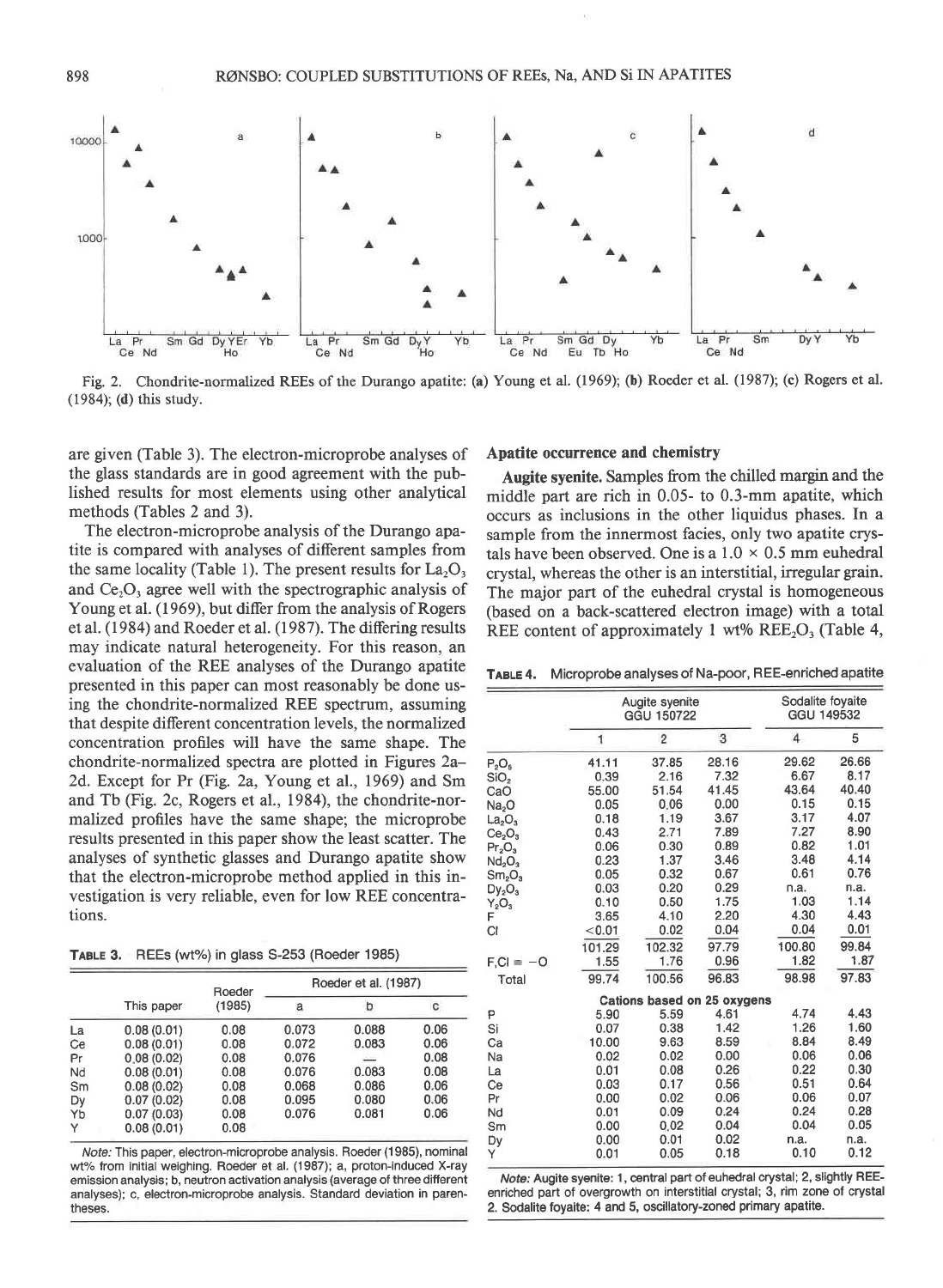Fig. 2. Chondrite-normalized REEs of the Durango apatite: (**a**) Young et al. (1969); (**b**) Roeder et al. (1987); (**c**) Rogers et al. (1984); (**d**) this study.

are given (Table 3). The electron-microprobe analyses of the glass standards are in good agreement with the published results for most elements using other analytical methods (Tables 2 and 3).

The electron-microprobe analysis of the Durango apatite is compared with analyses of different samples from the same locality (Table 1). The present results for $La_2O_3$ and $Ce_2O_3$ agree well with the spectrographic analysis of Young et al. (1969), but differ from the analysis of Rogers et al. (1984) and Roeder et al. (1987). The differing results may indicate natural heterogeneity. For this reason, an evaluation of the REE analyses of the Durango apatite presented in this paper can most reasonably be done using the chondrite-normalized REE spectrum, assuming that despite different concentration levels, the normalized concentration profiles will have the same shape. The chondrite-normalized spectra are plotted in Figures 2a–2d. Except for Pr (Fig. 2a, Young et al., 1969) and Sm and Tb (Fig. 2c, Rogers et al., 1984), the chondrite-normalized profiles have the same shape; the microprobe results presented in this paper show the least scatter. The analyses of synthetic glasses and Durango apatite show that the electron-microprobe method applied in this investigation is very reliable, even for low REE concentrations.

**TABLE 3.** REEs (wt%) in glass S-253 (Roeder 1985)

| | This paper | Roeder (1985) | Roeder et al. (1987) | | |
|---|---|---|---|---|---|
| | | | a | b | c |
| La | 0.08 (0.01) | 0.08 | 0.073 | 0.088 | 0.06 |
| Ce | 0.08 (0.01) | 0.08 | 0.072 | 0.083 | 0.06 |
| Pr | 0.08 (0.02) | 0.08 | 0.076 | — | 0.08 |
| Nd | 0.08 (0.01) | 0.08 | 0.076 | 0.083 | 0.08 |
| Sm | 0.08 (0.02) | 0.08 | 0.068 | 0.086 | 0.06 |
| Dy | 0.07 (0.02) | 0.08 | 0.095 | 0.080 | 0.06 |
| Yb | 0.07 (0.03) | 0.08 | 0.076 | 0.081 | 0.06 |
| Y | 0.08 (0.01) | 0.08 | | | |

*Note:* This paper, electron-microprobe analysis. Roeder (1985), nominal wt% from initial weighing. Roeder et al. (1987); a, proton-induced X-ray emission analysis; b, neutron activation analysis (average of three different analyses); c, electron-microprobe analysis. Standard deviation in parentheses.

## Apatite occurrence and chemistry

**Augite syenite.** Samples from the chilled margin and the middle part are rich in 0.05- to 0.3-mm apatite, which occurs as inclusions in the other liquidus phases. In a sample from the innermost facies, only two apatite crystals have been observed. One is a 1.0 × 0.5 mm euhedral crystal, whereas the other is an interstitial, irregular grain. The major part of the euhedral crystal is homogeneous (based on a back-scattered electron image) with a total REE content of approximately 1 wt% $REE_2O_3$ (Table 4,

**TABLE 4.** Microprobe analyses of Na-poor, REE-enriched apatite

| | Augite syenite GGU 150722 | | | Sodalite foyaite GGU 149532 | |
|---|---|---|---|---|---|
| | 1 | 2 | 3 | 4 | 5 |
| $P_2O_5$ | 41.11 | 37.85 | 28.16 | 29.62 | 26.66 |
| $SiO_2$ | 0.39 | 2.16 | 7.32 | 6.67 | 8.17 |
| CaO | 55.00 | 51.54 | 41.45 | 43.64 | 40.40 |
| $Na_2O$ | 0.05 | 0.06 | 0.00 | 0.15 | 0.15 |
| $La_2O_3$ | 0.18 | 1.19 | 3.67 | 3.17 | 4.07 |
| $Ce_2O_3$ | 0.43 | 2.71 | 7.89 | 7.27 | 8.90 |
| $Pr_2O_3$ | 0.06 | 0.30 | 0.89 | 0.82 | 1.01 |
| $Nd_2O_3$ | 0.23 | 1.37 | 3.46 | 3.48 | 4.14 |
| $Sm_2O_3$ | 0.05 | 0.32 | 0.67 | 0.61 | 0.76 |
| $Dy_2O_3$ | 0.03 | 0.20 | 0.29 | n.a. | n.a. |
| $Y_2O_3$ | 0.10 | 0.50 | 1.75 | 1.03 | 1.14 |
| F | 3.65 | 4.10 | 2.20 | 4.30 | 4.43 |
| Cl | <0.01 | 0.02 | 0.04 | 0.04 | 0.01 |
| | 101.29 | 102.32 | 97.79 | 100.80 | 99.84 |
| F,Cl = −O | 1.55 | 1.76 | 0.96 | 1.82 | 1.87 |
| Total | 99.74 | 100.56 | 96.83 | 98.98 | 97.83 |
| | *Cations based on 25 oxygens* | | | | |
| P | 5.90 | 5.59 | 4.61 | 4.74 | 4.43 |
| Si | 0.07 | 0.38 | 1.42 | 1.26 | 1.60 |
| Ca | 10.00 | 9.63 | 8.59 | 8.84 | 8.49 |
| Na | 0.02 | 0.02 | 0.00 | 0.06 | 0.06 |
| La | 0.01 | 0.08 | 0.26 | 0.22 | 0.30 |
| Ce | 0.03 | 0.17 | 0.56 | 0.51 | 0.64 |
| Pr | 0.00 | 0.02 | 0.06 | 0.06 | 0.07 |
| Nd | 0.01 | 0.09 | 0.24 | 0.24 | 0.28 |
| Sm | 0.00 | 0.02 | 0.04 | 0.04 | 0.05 |
| Dy | 0.00 | 0.01 | 0.02 | n.a. | n.a. |
| Y | 0.01 | 0.05 | 0.18 | 0.10 | 0.12 |

*Note:* Augite syenite: 1, central part of euhedral crystal; 2, slightly REE-enriched part of overgrowth on interstitial crystal; 3, rim zone of crystal 2. Sodalite foyaite: 4 and 5, oscillatory-zoned primary apatite.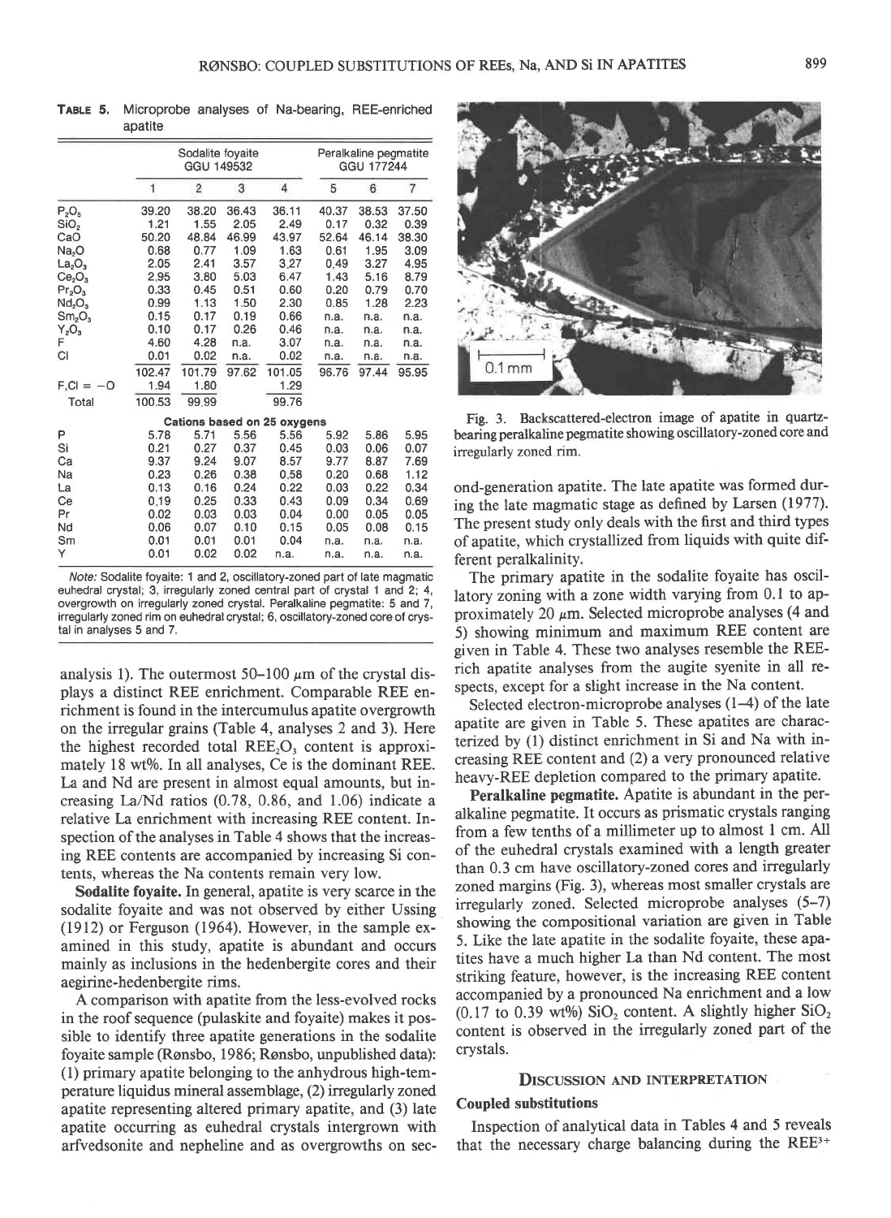**TABLE 5.** Microprobe analyses of Na-bearing, REE-enriched apatite

| | Sodalite foyaite GGU 149532 | | | | Peralkaline pegmatite GGU 177244 | | |
|---|---|---|---|---|---|---|---|
| | 1 | 2 | 3 | 4 | 5 | 6 | 7 |
| $P_2O_5$ | 39.20 | 38.20 | 36.43 | 36.11 | 40.37 | 38.53 | 37.50 |
| $SiO_2$ | 1.21 | 1.55 | 2.05 | 2.49 | 0.17 | 0.32 | 0.39 |
| CaO | 50.20 | 48.84 | 46.99 | 43.97 | 52.64 | 46.14 | 38.30 |
| $Na_2O$ | 0.68 | 0.77 | 1.09 | 1.63 | 0.61 | 1.95 | 3.09 |
| $La_2O_3$ | 2.05 | 2.41 | 3.57 | 3.27 | 0.49 | 3.27 | 4.95 |
| $Ce_2O_3$ | 2.95 | 3.80 | 5.03 | 6.47 | 1.43 | 5.16 | 8.79 |
| $Pr_2O_3$ | 0.33 | 0.45 | 0.51 | 0.60 | 0.20 | 0.79 | 0.70 |
| $Nd_2O_3$ | 0.99 | 1.13 | 1.50 | 2.30 | 0.85 | 1.28 | 2.23 |
| $Sm_2O_3$ | 0.15 | 0.17 | 0.19 | 0.66 | n.a. | n.a. | n.a. |
| $Y_2O_3$ | 0.10 | 0.17 | 0.26 | 0.46 | n.a. | n.a. | n.a. |
| F | 4.60 | 4.28 | n.a. | 3.07 | n.a. | n.a. | n.a. |
| Cl | 0.01 | 0.02 | n.a. | 0.02 | n.a. | n.a. | n.a. |
| | 102.47 | 101.79 | 97.62 | 101.05 | 96.76 | 97.44 | 95.95 |
| F,Cl ≡ −O | 1.94 | 1.80 | | 1.29 | | | |
| Total | 100.53 | 99.99 | | 99.76 | | | |
| **Cations based on 25 oxygens** | | | | | | | |
| P | 5.78 | 5.71 | 5.56 | 5.56 | 5.92 | 5.86 | 5.95 |
| Si | 0.21 | 0.27 | 0.37 | 0.45 | 0.03 | 0.06 | 0.07 |
| Ca | 9.37 | 9.24 | 9.07 | 8.57 | 9.77 | 8.87 | 7.69 |
| Na | 0.23 | 0.26 | 0.38 | 0.58 | 0.20 | 0.68 | 1.12 |
| La | 0.13 | 0.16 | 0.24 | 0.22 | 0.03 | 0.22 | 0.34 |
| Ce | 0.19 | 0.25 | 0.33 | 0.43 | 0.09 | 0.34 | 0.69 |
| Pr | 0.02 | 0.03 | 0.03 | 0.04 | 0.00 | 0.05 | 0.05 |
| Nd | 0.06 | 0.07 | 0.10 | 0.15 | 0.05 | 0.08 | 0.15 |
| Sm | 0.01 | 0.01 | 0.01 | 0.04 | n.a. | n.a. | n.a. |
| Y | 0.01 | 0.02 | 0.02 | n.a. | n.a. | n.a. | n.a. |

*Note:* Sodalite foyaite: 1 and 2, oscillatory-zoned part of late magmatic euhedral crystal; 3, irregularly zoned central part of crystal 1 and 2; 4, overgrowth on irregularly zoned crystal. Peralkaline pegmatite: 5 and 7, irregularly zoned rim on euhedral crystal; 6, oscillatory-zoned core of crystal in analyses 5 and 7.

analysis 1). The outermost 50–100 μm of the crystal displays a distinct REE enrichment. Comparable REE enrichment is found in the intercumulus apatite overgrowth on the irregular grains (Table 4, analyses 2 and 3). Here the highest recorded total $REE_2O_3$ content is approximately 18 wt%. In all analyses, Ce is the dominant REE. La and Nd are present in almost equal amounts, but increasing La/Nd ratios (0.78, 0.86, and 1.06) indicate a relative La enrichment with increasing REE content. Inspection of the analyses in Table 4 shows that the increasing REE contents are accompanied by increasing Si contents, whereas the Na contents remain very low.

**Sodalite foyaite.** In general, apatite is very scarce in the sodalite foyaite and was not observed by either Ussing (1912) or Ferguson (1964). However, in the sample examined in this study, apatite is abundant and occurs mainly as inclusions in the hedenbergite cores and their aegirine-hedenbergite rims.

A comparison with apatite from the less-evolved rocks in the roof sequence (pulaskite and foyaite) makes it possible to identify three apatite generations in the sodalite foyaite sample (Rønsbo, 1986; Rønsbo, unpublished data): (1) primary apatite belonging to the anhydrous high-temperature liquidus mineral assemblage, (2) irregularly zoned apatite representing altered primary apatite, and (3) late apatite occurring as euhedral crystals intergrown with arfvedsonite and nepheline and as overgrowths on second-generation apatite. The late apatite was formed during the late magmatic stage as defined by Larsen (1977). The present study only deals with the first and third types of apatite, which crystallized from liquids with quite different peralkalinity.

Fig. 3. Backscattered-electron image of apatite in quartz-bearing peralkaline pegmatite showing oscillatory-zoned core and irregularly zoned rim.

The primary apatite in the sodalite foyaite has oscillatory zoning with a zone width varying from 0.1 to approximately 20 μm. Selected microprobe analyses (4 and 5) showing minimum and maximum REE content are given in Table 4. These two analyses resemble the REE-rich apatite analyses from the augite syenite in all respects, except for a slight increase in the Na content.

Selected electron-microprobe analyses (1–4) of the late apatite are given in Table 5. These apatites are characterized by (1) distinct enrichment in Si and Na with increasing REE content and (2) a very pronounced relative heavy-REE depletion compared to the primary apatite.

**Peralkaline pegmatite.** Apatite is abundant in the peralkaline pegmatite. It occurs as prismatic crystals ranging from a few tenths of a millimeter up to almost 1 cm. All of the euhedral crystals examined with a length greater than 0.3 cm have oscillatory-zoned cores and irregularly zoned margins (Fig. 3), whereas most smaller crystals are irregularly zoned. Selected microprobe analyses (5–7) showing the compositional variation are given in Table 5. Like the late apatite in the sodalite foyaite, these apatites have a much higher La than Nd content. The most striking feature, however, is the increasing REE content accompanied by a pronounced Na enrichment and a low (0.17 to 0.39 wt%) $SiO_2$ content. A slightly higher $SiO_2$ content is observed in the irregularly zoned part of the crystals.

## Discussion and Interpretation

### Coupled substitutions

Inspection of analytical data in Tables 4 and 5 reveals that the necessary charge balancing during the $REE^{3+}$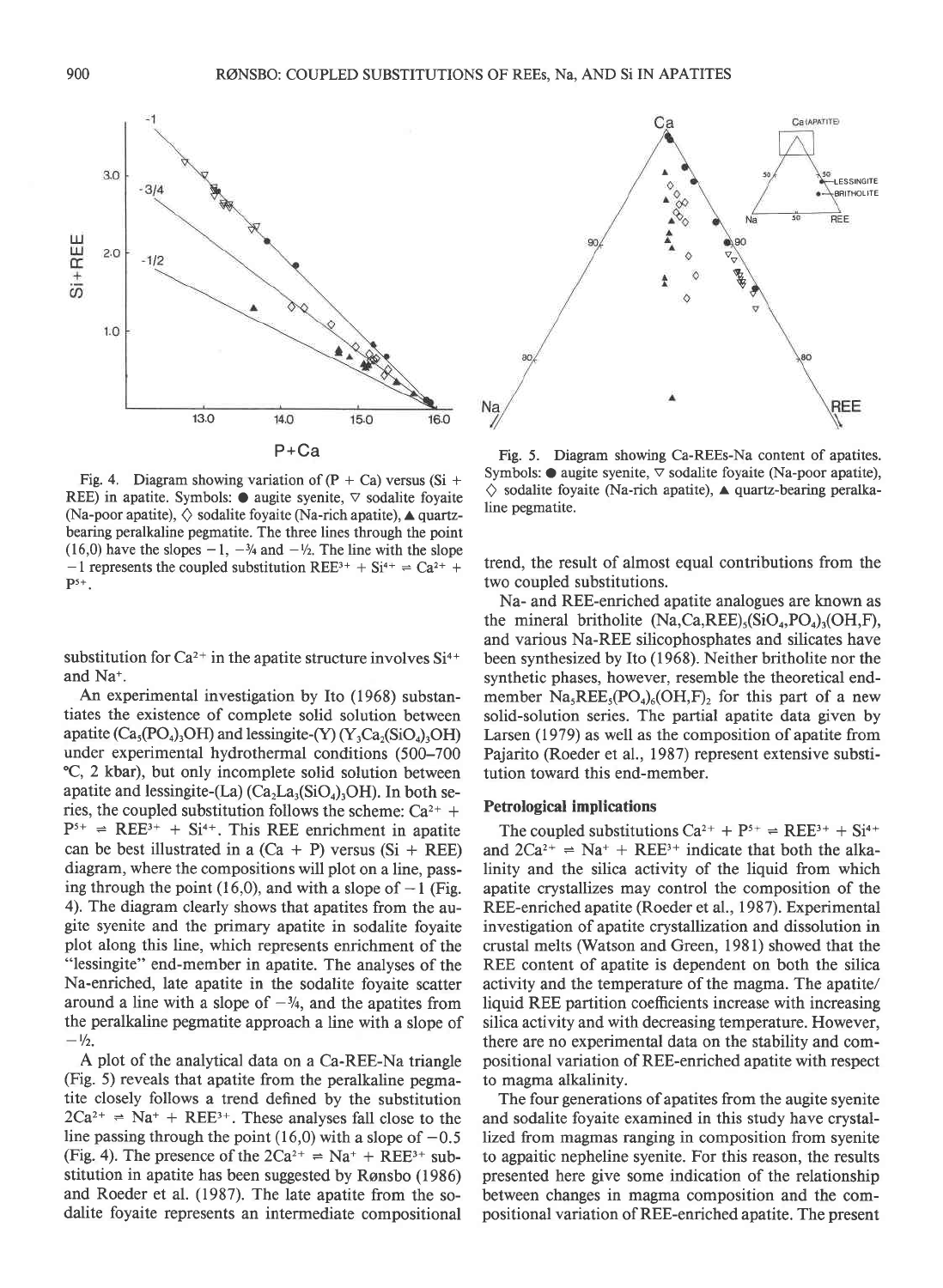Fig. 4. Diagram showing variation of (P + Ca) versus (Si + REE) in apatite. Symbols: ● augite syenite, ▽ sodalite foyaite (Na-poor apatite), ◇ sodalite foyaite (Na-rich apatite), ▲ quartz-bearing peralkaline pegmatite. The three lines through the point (16,0) have the slopes −1, −¾ and −½. The line with the slope −1 represents the coupled substitution $REE^{3+} + Si^{4+} \rightleftharpoons Ca^{2+} + P^{5+}$.

Fig. 5. Diagram showing Ca-REEs-Na content of apatites. Symbols: ● augite syenite, ▽ sodalite foyaite (Na-poor apatite), ◇ sodalite foyaite (Na-rich apatite), ▲ quartz-bearing peralkaline pegmatite.

substitution for $Ca^{2+}$ in the apatite structure involves $Si^{4+}$ and $Na^{+}$.

An experimental investigation by Ito (1968) substantiates the existence of complete solid solution between apatite ($Ca_5(PO_4)_3OH$) and lessingite-(Y) ($Y_3Ca_2(SiO_4)_3OH$) under experimental hydrothermal conditions (500–700 °C, 2 kbar), but only incomplete solid solution between apatite and lessingite-(La) ($Ca_2La_3(SiO_4)_3OH$). In both series, the coupled substitution follows the scheme: $Ca^{2+} + P^{5+} \rightleftharpoons REE^{3+} + Si^{4+}$. This REE enrichment in apatite can be best illustrated in a (Ca + P) versus (Si + REE) diagram, where the compositions will plot on a line, passing through the point (16,0), and with a slope of −1 (Fig. 4). The diagram clearly shows that apatites from the augite syenite and the primary apatite in sodalite foyaite plot along this line, which represents enrichment of the "lessingite" end-member in apatite. The analyses of the Na-enriched, late apatite in the sodalite foyaite scatter around a line with a slope of −¾, and the apatites from the peralkaline pegmatite approach a line with a slope of −½.

A plot of the analytical data on a Ca-REE-Na triangle (Fig. 5) reveals that apatite from the peralkaline pegmatite closely follows a trend defined by the substitution $2Ca^{2+} \rightleftharpoons Na^{+} + REE^{3+}$. These analyses fall close to the line passing through the point (16,0) with a slope of −0.5 (Fig. 4). The presence of the $2Ca^{2+} \rightleftharpoons Na^{+} + REE^{3+}$ substitution in apatite has been suggested by Rønsbo (1986) and Roeder et al. (1987). The late apatite from the sodalite foyaite represents an intermediate compositional trend, the result of almost equal contributions from the two coupled substitutions.

Na- and REE-enriched apatite analogues are known as the mineral britholite $(Na,Ca,REE)_5(SiO_4,PO_4)_3(OH,F)$, and various Na-REE silicophosphates and silicates have been synthesized by Ito (1968). Neither britholite nor the synthetic phases, however, resemble the theoretical end-member $Na_5REE_5(PO_4)_6(OH,F)_2$ for this part of a new solid-solution series. The partial apatite data given by Larsen (1979) as well as the composition of apatite from Pajarito (Roeder et al., 1987) represent extensive substitution toward this end-member.

## Petrological implications

The coupled substitutions $Ca^{2+} + P^{5+} \rightleftharpoons REE^{3+} + Si^{4+}$ and $2Ca^{2+} \rightleftharpoons Na^{+} + REE^{3+}$ indicate that both the alkalinity and the silica activity of the liquid from which apatite crystallizes may control the composition of the REE-enriched apatite (Roeder et al., 1987). Experimental investigation of apatite crystallization and dissolution in crustal melts (Watson and Green, 1981) showed that the REE content of apatite is dependent on both the silica activity and the temperature of the magma. The apatite/liquid REE partition coefficients increase with increasing silica activity and with decreasing temperature. However, there are no experimental data on the stability and compositional variation of REE-enriched apatite with respect to magma alkalinity.

The four generations of apatites from the augite syenite and sodalite foyaite examined in this study have crystallized from magmas ranging in composition from syenite to agpaitic nepheline syenite. For this reason, the results presented here give some indication of the relationship between changes in magma composition and the compositional variation of REE-enriched apatite. The present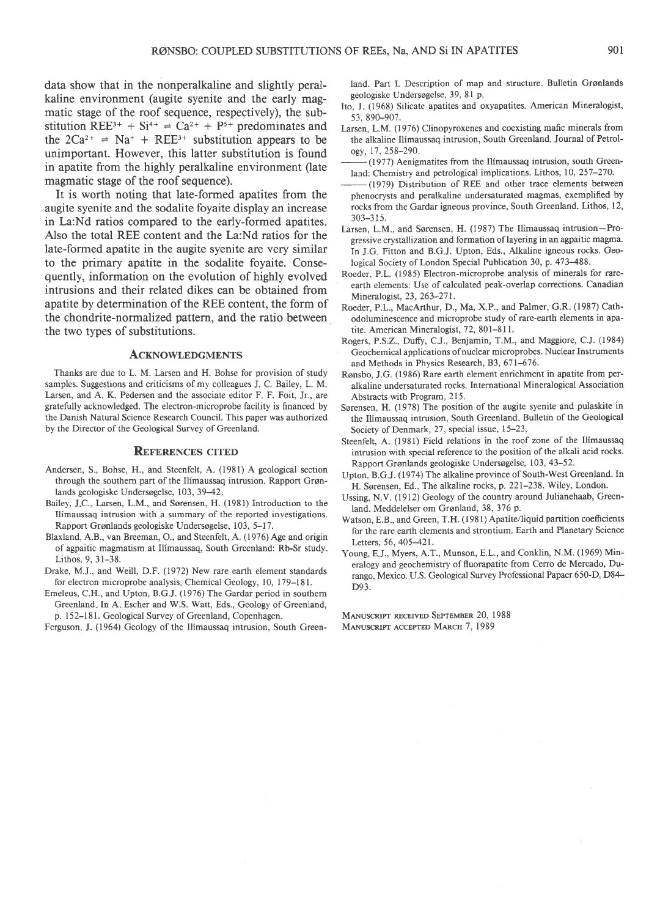data show that in the nonperalkaline and slightly peralkaline environment (augite syenite and the early magmatic stage of the roof sequence, respectively), the substitution $REE^{3+} + Si^{4+} \rightleftharpoons Ca^{2+} + P^{5+}$ predominates and the $2Ca^{2+} \rightleftharpoons Na^{+} + REE^{3+}$ substitution appears to be unimportant. However, this latter substitution is found in apatite from the highly peralkaline environment (late magmatic stage of the roof sequence).

It is worth noting that late-formed apatites from the augite syenite and the sodalite foyaite display an increase in La:Nd ratios compared to the early-formed apatites. Also the total REE content and the La:Nd ratios for the late-formed apatite in the augite syenite are very similar to the primary apatite in the sodalite foyaite. Consequently, information on the evolution of highly evolved intrusions and their related dikes can be obtained from apatite by determination of the REE content, the form of the chondrite-normalized pattern, and the ratio between the two types of substitutions.

## Acknowledgments

Thanks are due to L. M. Larsen and H. Bohse for provision of study samples. Suggestions and criticisms of my colleagues J. C. Bailey, L. M. Larsen, and A. K. Pedersen and the associate editor F. F. Foit, Jr., are gratefully acknowledged. The electron-microprobe facility is financed by the Danish Natural Science Research Council. This paper was authorized by the Director of the Geological Survey of Greenland.

## References Cited

Andersen, S., Bohse, H., and Steenfelt, A. (1981) A geological section through the southern part of the Ilímaussaq intrusion. Rapport Grønlands geologiske Undersøgelse, 103, 39–42.

Bailey, J.C., Larsen, L.M., and Sørensen, H. (1981) Introduction to the Ilímaussaq intrusion with a summary of the reported investigations. Rapport Grønlands geologiske Undersøgelse, 103, 5–17.

Blaxland, A.B., van Breeman, O., and Steenfelt, A. (1976) Age and origin of agpaitic magmatism at Ilímaussaq, South Greenland: Rb-Sr study. Lithos, 9, 31–38.

Drake, M.J., and Weill, D.F. (1972) New rare earth element standards for electron microprobe analysis. Chemical Geology, 10, 179–181.

Emeleus, C.H., and Upton, B.G.J. (1976) The Gardar period in southern Greenland. In A. Escher and W.S. Watt, Eds., Geology of Greenland, p. 152–181. Geological Survey of Greenland, Copenhagen.

Ferguson, J. (1964) Geology of the Ilímaussaq intrusion, South Greenland. Part I. Description of map and structure. Bulletin Grønlands geologiske Undersøgelse, 39, 81 p.

Ito, J. (1968) Silicate apatites and oxyapatites. American Mineralogist, 53, 890–907.

Larsen, L.M. (1976) Clinopyroxenes and coexisting mafic minerals from the alkaline Ilímaussaq intrusion, South Greenland. Journal of Petrology, 17, 258–290.

——— (1977) Aenigmatites from the Ilímaussaq intrusion, south Greenland: Chemistry and petrological implications. Lithos, 10, 257–270.

——— (1979) Distribution of REE and other trace elements between phenocrysts and peralkaline undersaturated magmas, exemplified by rocks from the Gardar igneous province, South Greenland. Lithos, 12, 303–315.

Larsen, L.M., and Sørensen, H. (1987) The Ilímaussaq intrusion—Progressive crystallization and formation of layering in an agpaitic magma. In J.G. Fitton and B.G.J. Upton, Eds., Alkaline igneous rocks. Geological Society of London Special Publication 30, p. 473–488.

Roeder, P.L. (1985) Electron-microprobe analysis of minerals for rare-earth elements: Use of calculated peak-overlap corrections. Canadian Mineralogist, 23, 263–271.

Roeder, P.L., MacArthur, D., Ma, X.P., and Palmer, G.R. (1987) Cathodoluminescence and microprobe study of rare-earth elements in apatite. American Mineralogist, 72, 801–811.

Rogers, P.S.Z., Duffy, C.J., Benjamin, T.M., and Maggiore, C.J. (1984) Geochemical applications of nuclear microprobes. Nuclear Instruments and Methods in Physics Research, B3, 671–676.

Rønsbo, J.G. (1986) Rare earth element enrichment in apatite from peralkaline undersaturated rocks. International Mineralogical Association Abstracts with Program, 215.

Sørensen, H. (1978) The position of the augite syenite and pulaskite in the Ilímaussaq intrusion, South Greenland. Bulletin of the Geological Society of Denmark, 27, special issue, 15–23.

Steenfelt, A. (1981) Field relations in the roof zone of the Ilímaussaq intrusion with special reference to the position of the alkali acid rocks. Rapport Grønlands geologiske Undersøgelse, 103, 43–52.

Upton, B.G.J. (1974) The alkaline province of South-West Greenland. In H. Sørensen, Ed., The alkaline rocks, p. 221–238. Wiley, London.

Ussing, N.V. (1912) Geology of the country around Julianehaab, Greenland. Meddelelser om Grønland, 38, 376 p.

Watson, E.B., and Green, T.H. (1981) Apatite/liquid partition coefficients for the rare earth elements and strontium. Earth and Planetary Science Letters, 56, 405–421.

Young, E.J., Myers, A.T., Munson, E.L., and Conklin, N.M. (1969) Mineralogy and geochemistry of fluorapatite from Cerro de Mercado, Durango, Mexico. U.S. Geological Survey Professional Papaer 650-D, D84–D93.

Manuscript received September 20, 1988
Manuscript accepted March 7, 1989